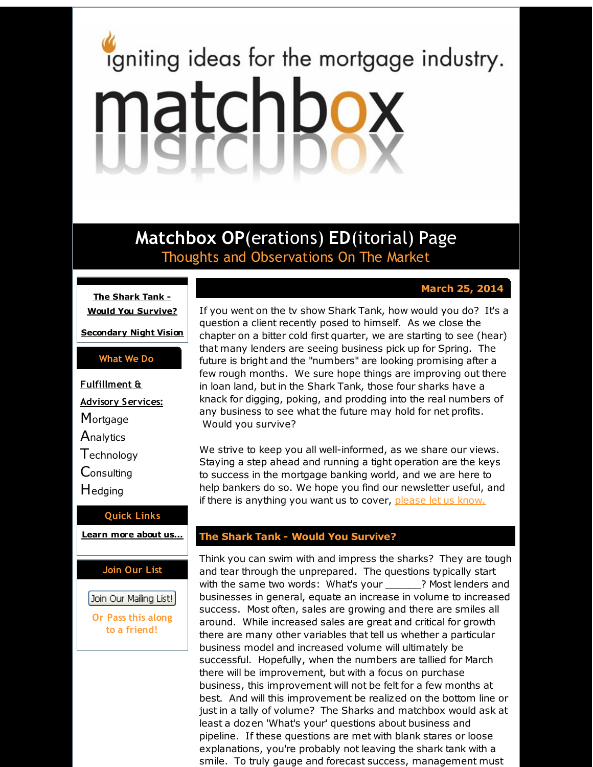igniting ideas for the mortgage industry.

# matchbox

## Matchbox OP(erations) ED(itorial) Page

Thoughts and Observations On The Market

**The Shark Tank - Would You Survive?**

**Secondary Night Vision**

**What We Do**

**Fulfillment & Advisory Services:**

Mortgage
Analytics
Technology
Consulting
Hedging

**Quick Links**

**Learn more about us...**

**Join Our List**

Join Our Mailing List!

Or Pass this along to a friend!

**March 25, 2014**

If you went on the tv show Shark Tank, how would you do? It's a question a client recently posed to himself. As we close the chapter on a bitter cold first quarter, we are starting to see (hear) that many lenders are seeing business pick up for Spring. The future is bright and the "numbers" are looking promising after a few rough months. We sure hope things are improving out there in loan land, but in the Shark Tank, those four sharks have a knack for digging, poking, and prodding into the real numbers of any business to see what the future may hold for net profits. Would you survive?

We strive to keep you all well-informed, as we share our views. Staying a step ahead and running a tight operation are the keys to success in the mortgage banking world, and we are here to help bankers do so. We hope you find our newsletter useful, and if there is anything you want us to cover, please let us know.

## The Shark Tank - Would You Survive?

Think you can swim with and impress the sharks? They are tough and tear through the unprepared. The questions typically start with the same two words: What's your ______? Most lenders and businesses in general, equate an increase in volume to increased success. Most often, sales are growing and there are smiles all around. While increased sales are great and critical for growth there are many other variables that tell us whether a particular business model and increased volume will ultimately be successful. Hopefully, when the numbers are tallied for March there will be improvement, but with a focus on purchase business, this improvement will not be felt for a few months at best. And will this improvement be realized on the bottom line or just in a tally of volume? The Sharks and matchbox would ask at least a dozen 'What's your' questions about business and pipeline. If these questions are met with blank stares or loose explanations, you're probably not leaving the shark tank with a smile. To truly gauge and forecast success, management must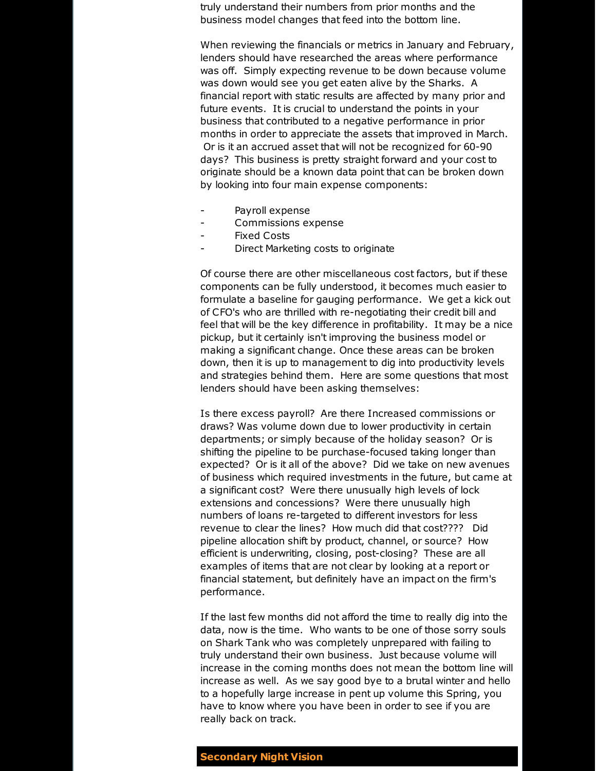truly understand their numbers from prior months and the business model changes that feed into the bottom line.

When reviewing the financials or metrics in January and February, lenders should have researched the areas where performance was off. Simply expecting revenue to be down because volume was down would see you get eaten alive by the Sharks. A financial report with static results are affected by many prior and future events. It is crucial to understand the points in your business that contributed to a negative performance in prior months in order to appreciate the assets that improved in March. Or is it an accrued asset that will not be recognized for 60-90 days? This business is pretty straight forward and your cost to originate should be a known data point that can be broken down by looking into four main expense components:

- Payroll expense
- Commissions expense
- Fixed Costs
- Direct Marketing costs to originate

Of course there are other miscellaneous cost factors, but if these components can be fully understood, it becomes much easier to formulate a baseline for gauging performance. We get a kick out of CFO's who are thrilled with re-negotiating their credit bill and feel that will be the key difference in profitability. It may be a nice pickup, but it certainly isn't improving the business model or making a significant change. Once these areas can be broken down, then it is up to management to dig into productivity levels and strategies behind them. Here are some questions that most lenders should have been asking themselves:

Is there excess payroll? Are there Increased commissions or draws? Was volume down due to lower productivity in certain departments; or simply because of the holiday season? Or is shifting the pipeline to be purchase-focused taking longer than expected? Or is it all of the above? Did we take on new avenues of business which required investments in the future, but came at a significant cost? Were there unusually high levels of lock extensions and concessions? Were there unusually high numbers of loans re-targeted to different investors for less revenue to clear the lines? How much did that cost???? Did pipeline allocation shift by product, channel, or source? How efficient is underwriting, closing, post-closing? These are all examples of items that are not clear by looking at a report or financial statement, but definitely have an impact on the firm's performance.

If the last few months did not afford the time to really dig into the data, now is the time. Who wants to be one of those sorry souls on Shark Tank who was completely unprepared with failing to truly understand their own business. Just because volume will increase in the coming months does not mean the bottom line will increase as well. As we say good bye to a brutal winter and hello to a hopefully large increase in pent up volume this Spring, you have to know where you have been in order to see if you are really back on track.

## Secondary Night Vision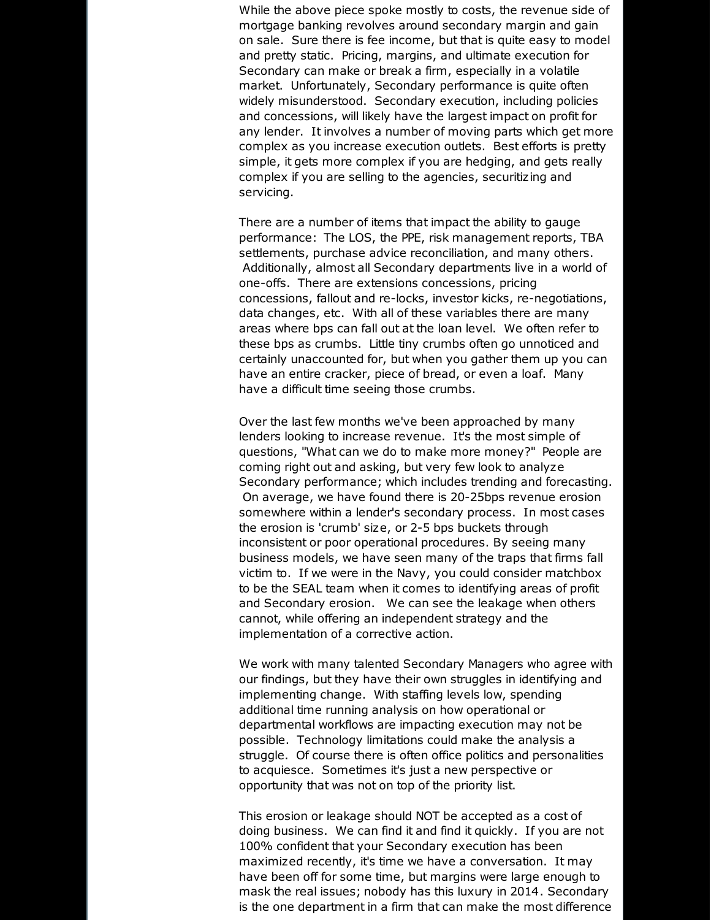While the above piece spoke mostly to costs, the revenue side of mortgage banking revolves around secondary margin and gain on sale. Sure there is fee income, but that is quite easy to model and pretty static. Pricing, margins, and ultimate execution for Secondary can make or break a firm, especially in a volatile market. Unfortunately, Secondary performance is quite often widely misunderstood. Secondary execution, including policies and concessions, will likely have the largest impact on profit for any lender. It involves a number of moving parts which get more complex as you increase execution outlets. Best efforts is pretty simple, it gets more complex if you are hedging, and gets really complex if you are selling to the agencies, securitizing and servicing.

There are a number of items that impact the ability to gauge performance: The LOS, the PPE, risk management reports, TBA settlements, purchase advice reconciliation, and many others. Additionally, almost all Secondary departments live in a world of one-offs. There are extensions concessions, pricing concessions, fallout and re-locks, investor kicks, re-negotiations, data changes, etc. With all of these variables there are many areas where bps can fall out at the loan level. We often refer to these bps as crumbs. Little tiny crumbs often go unnoticed and certainly unaccounted for, but when you gather them up you can have an entire cracker, piece of bread, or even a loaf. Many have a difficult time seeing those crumbs.

Over the last few months we've been approached by many lenders looking to increase revenue. It's the most simple of questions, "What can we do to make more money?" People are coming right out and asking, but very few look to analyze Secondary performance; which includes trending and forecasting. On average, we have found there is 20-25bps revenue erosion somewhere within a lender's secondary process. In most cases the erosion is 'crumb' size, or 2-5 bps buckets through inconsistent or poor operational procedures. By seeing many business models, we have seen many of the traps that firms fall victim to. If we were in the Navy, you could consider matchbox to be the SEAL team when it comes to identifying areas of profit and Secondary erosion. We can see the leakage when others cannot, while offering an independent strategy and the implementation of a corrective action.

We work with many talented Secondary Managers who agree with our findings, but they have their own struggles in identifying and implementing change. With staffing levels low, spending additional time running analysis on how operational or departmental workflows are impacting execution may not be possible. Technology limitations could make the analysis a struggle. Of course there is often office politics and personalities to acquiesce. Sometimes it's just a new perspective or opportunity that was not on top of the priority list.

This erosion or leakage should NOT be accepted as a cost of doing business. We can find it and find it quickly. If you are not 100% confident that your Secondary execution has been maximized recently, it's time we have a conversation. It may have been off for some time, but margins were large enough to mask the real issues; nobody has this luxury in 2014. Secondary is the one department in a firm that can make the most difference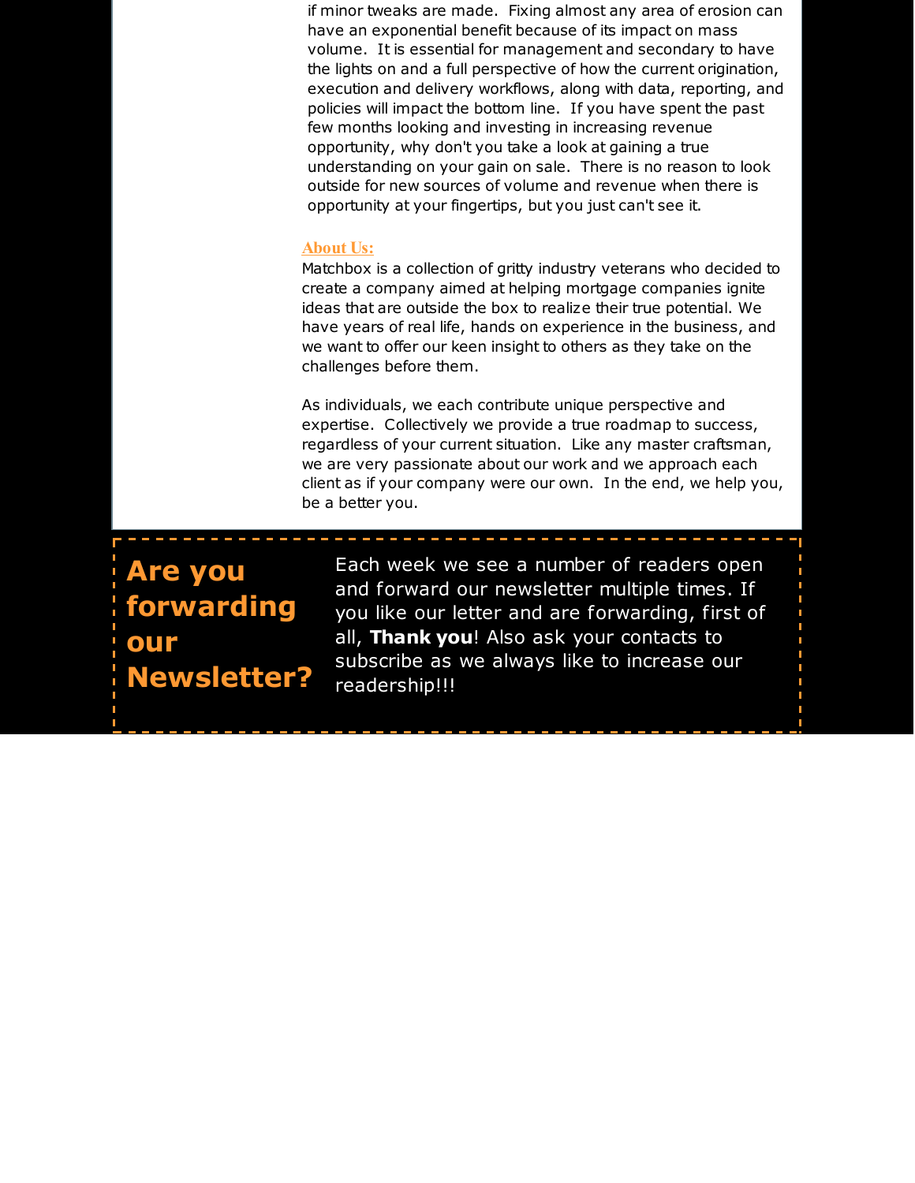if minor tweaks are made. Fixing almost any area of erosion can have an exponential benefit because of its impact on mass volume. It is essential for management and secondary to have the lights on and a full perspective of how the current origination, execution and delivery workflows, along with data, reporting, and policies will impact the bottom line. If you have spent the past few months looking and investing in increasing revenue opportunity, why don't you take a look at gaining a true understanding on your gain on sale. There is no reason to look outside for new sources of volume and revenue when there is opportunity at your fingertips, but you just can't see it.

## About Us:

Matchbox is a collection of gritty industry veterans who decided to create a company aimed at helping mortgage companies ignite ideas that are outside the box to realize their true potential. We have years of real life, hands on experience in the business, and we want to offer our keen insight to others as they take on the challenges before them.

As individuals, we each contribute unique perspective and expertise. Collectively we provide a true roadmap to success, regardless of your current situation. Like any master craftsman, we are very passionate about our work and we approach each client as if your company were our own. In the end, we help you, be a better you.

## Are you forwarding our Newsletter?

Each week we see a number of readers open and forward our newsletter multiple times. If you like our letter and are forwarding, first of all, **Thank you**! Also ask your contacts to subscribe as we always like to increase our readership!!!